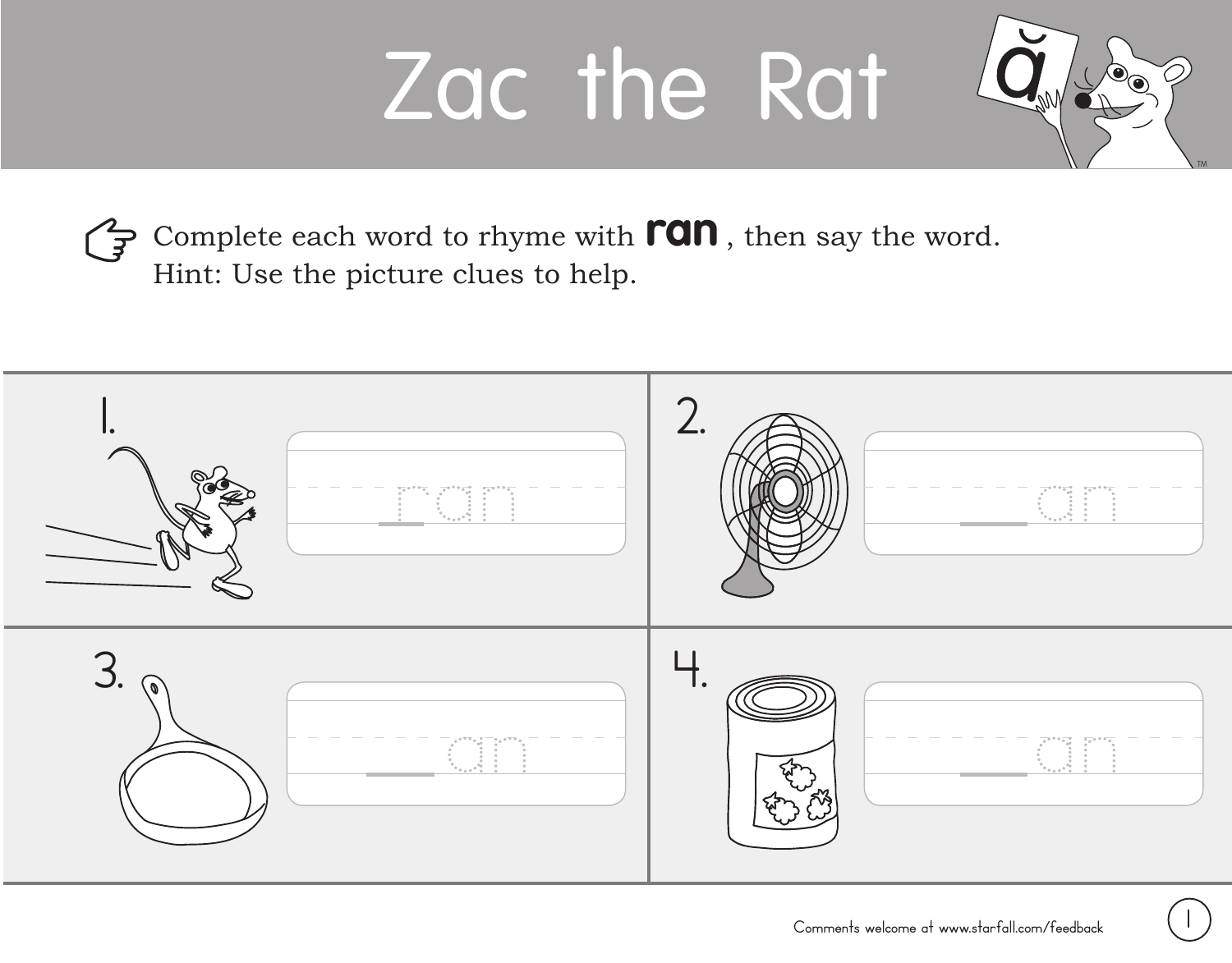# Zac the Rat

Complete each word to rhyme with **ran**, then say the word.
Hint: Use the picture clues to help.

1. ran

2. ___an

3. ___an

4. ___an

Comments welcome at www.starfall.com/feedback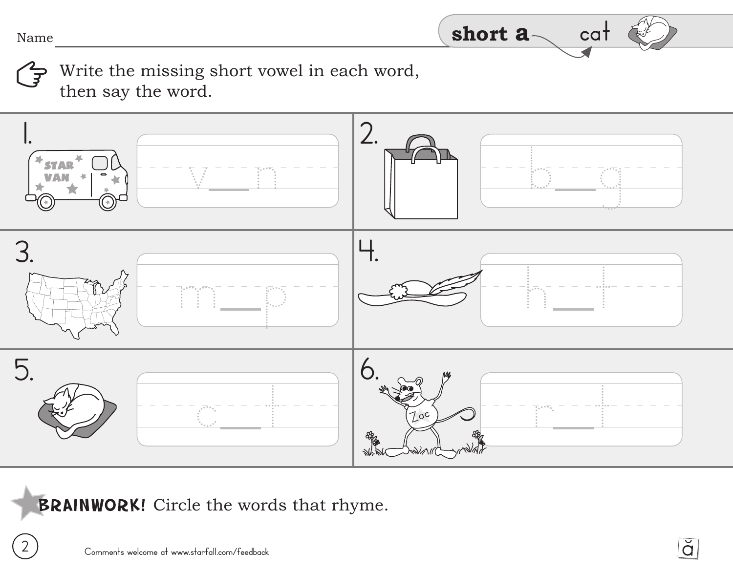Name ______________________

**short a** — cat

Write the missing short vowel in each word, then say the word.

1. v__n

2. b__g

3. m__p

4. h__t

5. c__t

6. r__t

**BRAINWORK!** Circle the words that rhyme.

Comments welcome at www.starfall.com/feedback

ă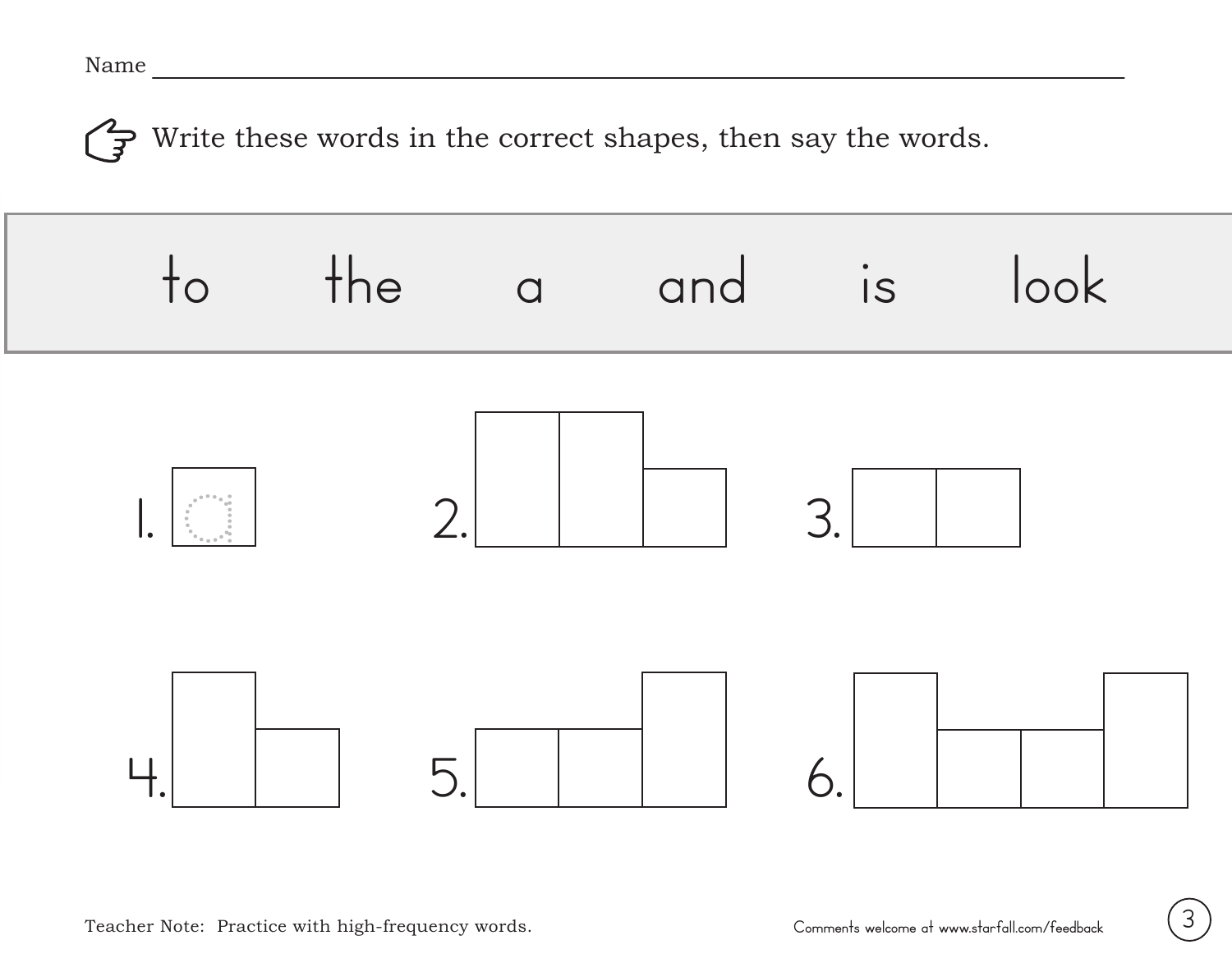Name ____________________________________________

Write these words in the correct shapes, then say the words.

to the a and is look

1. a

2.

3.

4.

5.

6.

Teacher Note: Practice with high-frequency words.

Comments welcome at www.starfall.com/feedback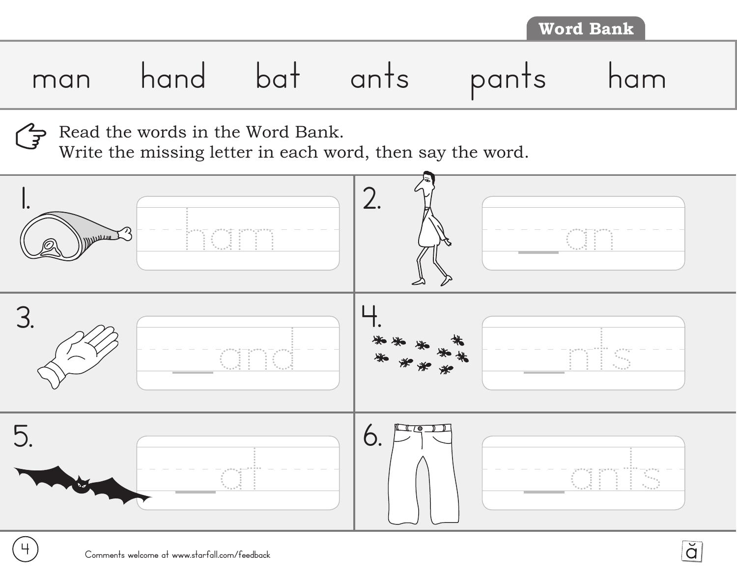**Word Bank**

man hand bat ants pants ham

Read the words in the Word Bank.
Write the missing letter in each word, then say the word.

1. ham

2. \_\_an

3. \_\_and

4. \_\_nts

5. \_\_at

6. \_\_ants

Comments welcome at www.starfall.com/feedback

ă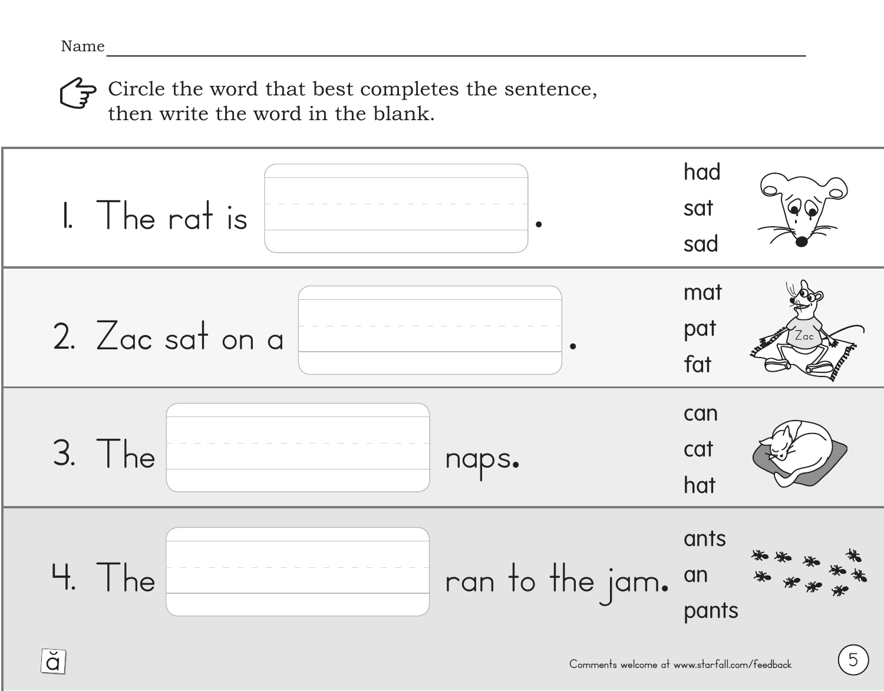Name ____________________________________________

Circle the word that best completes the sentence, then write the word in the blank.

| Sentence | Word choices |
| --- | --- |
| 1. The rat is ______________. | had<br>sat<br>sad |
| 2. Zac sat on a ______________. | mat<br>pat<br>fat |
| 3. The ______________ naps. | can<br>cat<br>hat |
| 4. The ______________ ran to the jam. | ants<br>an<br>pants |

ă

Comments welcome at www.starfall.com/feedback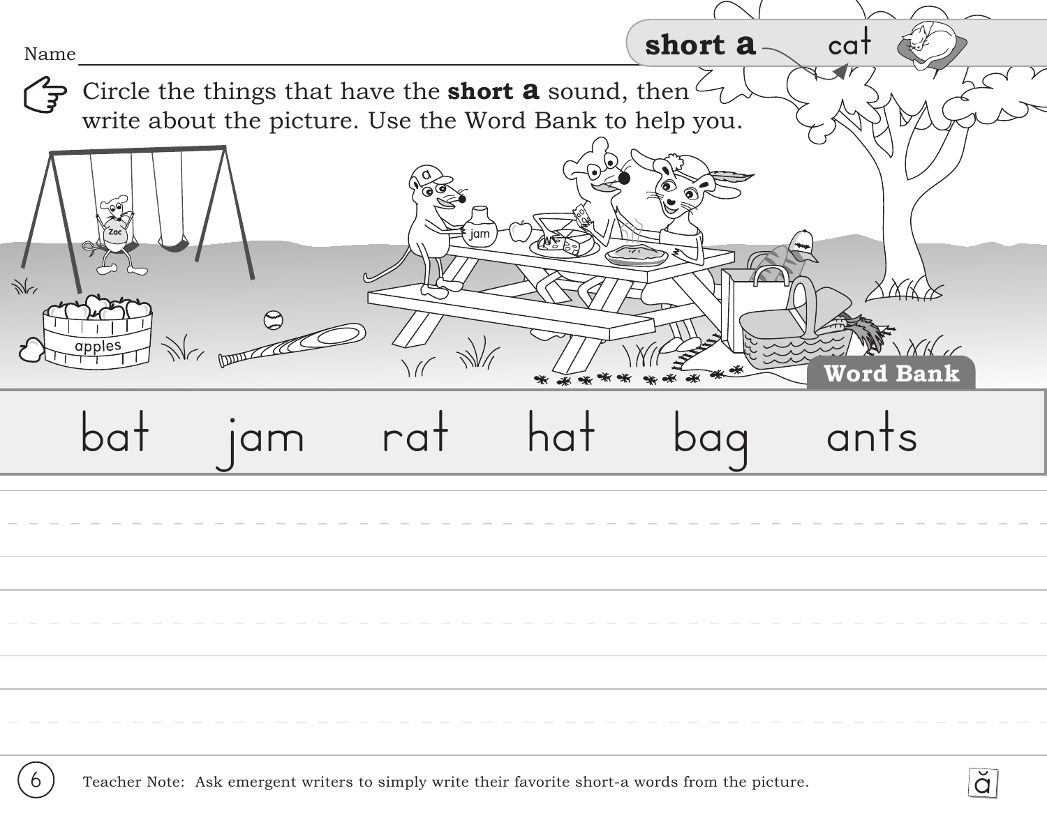Name ___________________________

**short a** — cat

Circle the things that have the **short a** sound, then write about the picture. Use the Word Bank to help you.

**Word Bank**

bat jam rat hat bag ants

Teacher Note: Ask emergent writers to simply write their favorite short-a words from the picture.

ă